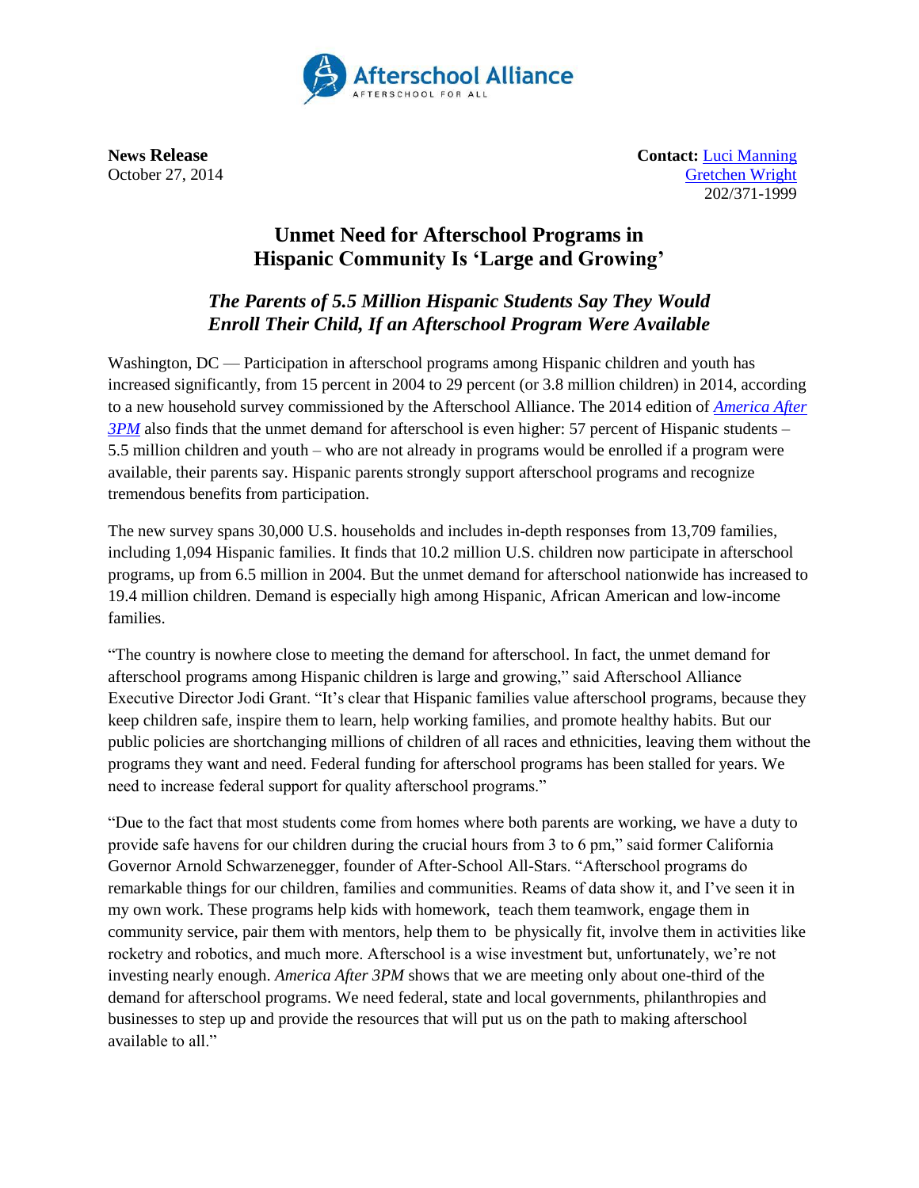Afterschool Alliance

AFTERSCHOOL FOR ALL

**News Release**
October 27, 2014

**Contact:** Luci Manning
Gretchen Wright
202/371-1999

# Unmet Need for Afterschool Programs in Hispanic Community Is 'Large and Growing'

## *The Parents of 5.5 Million Hispanic Students Say They Would Enroll Their Child, If an Afterschool Program Were Available*

Washington, DC — Participation in afterschool programs among Hispanic children and youth has increased significantly, from 15 percent in 2004 to 29 percent (or 3.8 million children) in 2014, according to a new household survey commissioned by the Afterschool Alliance. The 2014 edition of ***America After 3PM*** also finds that the unmet demand for afterschool is even higher: 57 percent of Hispanic students – 5.5 million children and youth – who are not already in programs would be enrolled if a program were available, their parents say. Hispanic parents strongly support afterschool programs and recognize tremendous benefits from participation.

The new survey spans 30,000 U.S. households and includes in-depth responses from 13,709 families, including 1,094 Hispanic families. It finds that 10.2 million U.S. children now participate in afterschool programs, up from 6.5 million in 2004. But the unmet demand for afterschool nationwide has increased to 19.4 million children. Demand is especially high among Hispanic, African American and low-income families.

"The country is nowhere close to meeting the demand for afterschool. In fact, the unmet demand for afterschool programs among Hispanic children is large and growing," said Afterschool Alliance Executive Director Jodi Grant. "It's clear that Hispanic families value afterschool programs, because they keep children safe, inspire them to learn, help working families, and promote healthy habits. But our public policies are shortchanging millions of children of all races and ethnicities, leaving them without the programs they want and need. Federal funding for afterschool programs has been stalled for years. We need to increase federal support for quality afterschool programs."

"Due to the fact that most students come from homes where both parents are working, we have a duty to provide safe havens for our children during the crucial hours from 3 to 6 pm," said former California Governor Arnold Schwarzenegger, founder of After-School All-Stars. "Afterschool programs do remarkable things for our children, families and communities. Reams of data show it, and I've seen it in my own work. These programs help kids with homework, teach them teamwork, engage them in community service, pair them with mentors, help them to be physically fit, involve them in activities like rocketry and robotics, and much more. Afterschool is a wise investment but, unfortunately, we're not investing nearly enough. *America After 3PM* shows that we are meeting only about one-third of the demand for afterschool programs. We need federal, state and local governments, philanthropies and businesses to step up and provide the resources that will put us on the path to making afterschool available to all."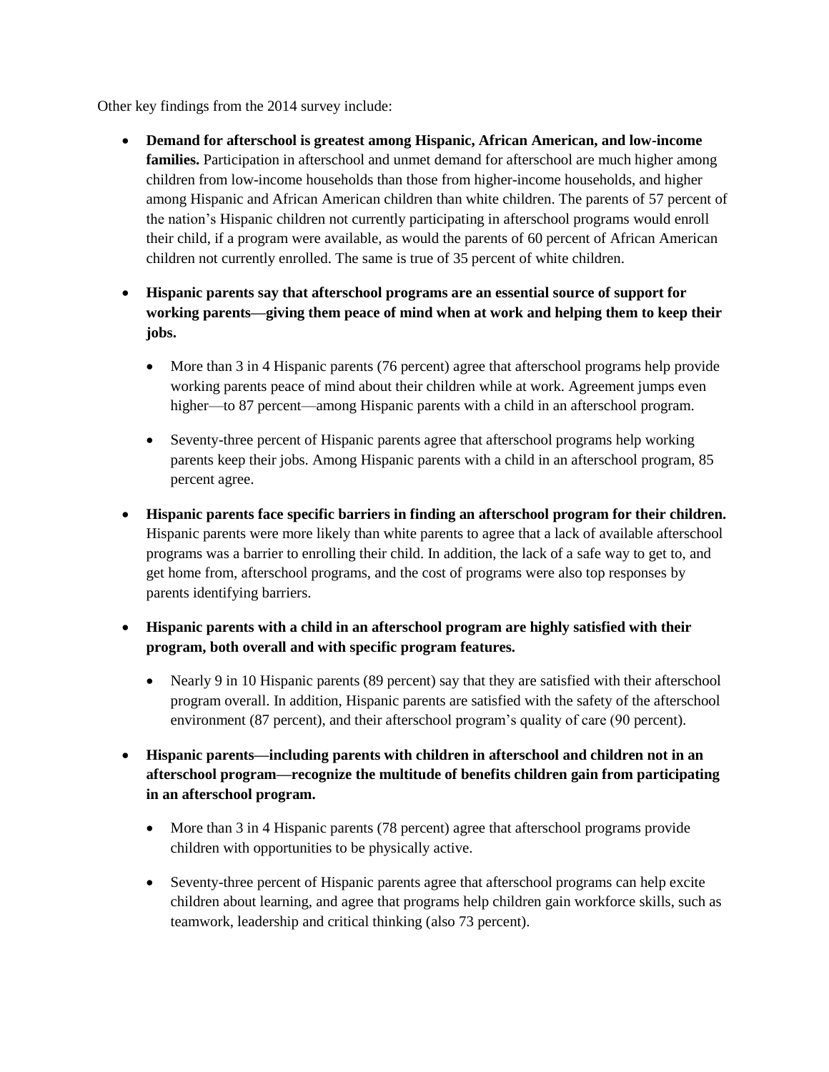Other key findings from the 2014 survey include:

- **Demand for afterschool is greatest among Hispanic, African American, and low-income families.** Participation in afterschool and unmet demand for afterschool are much higher among children from low-income households than those from higher-income households, and higher among Hispanic and African American children than white children. The parents of 57 percent of the nation's Hispanic children not currently participating in afterschool programs would enroll their child, if a program were available, as would the parents of 60 percent of African American children not currently enrolled. The same is true of 35 percent of white children.
- **Hispanic parents say that afterschool programs are an essential source of support for working parents—giving them peace of mind when at work and helping them to keep their jobs.**
  - More than 3 in 4 Hispanic parents (76 percent) agree that afterschool programs help provide working parents peace of mind about their children while at work. Agreement jumps even higher—to 87 percent—among Hispanic parents with a child in an afterschool program.
  - Seventy-three percent of Hispanic parents agree that afterschool programs help working parents keep their jobs. Among Hispanic parents with a child in an afterschool program, 85 percent agree.
- **Hispanic parents face specific barriers in finding an afterschool program for their children.** Hispanic parents were more likely than white parents to agree that a lack of available afterschool programs was a barrier to enrolling their child. In addition, the lack of a safe way to get to, and get home from, afterschool programs, and the cost of programs were also top responses by parents identifying barriers.
- **Hispanic parents with a child in an afterschool program are highly satisfied with their program, both overall and with specific program features.**
  - Nearly 9 in 10 Hispanic parents (89 percent) say that they are satisfied with their afterschool program overall. In addition, Hispanic parents are satisfied with the safety of the afterschool environment (87 percent), and their afterschool program's quality of care (90 percent).
- **Hispanic parents—including parents with children in afterschool and children not in an afterschool program—recognize the multitude of benefits children gain from participating in an afterschool program.**
  - More than 3 in 4 Hispanic parents (78 percent) agree that afterschool programs provide children with opportunities to be physically active.
  - Seventy-three percent of Hispanic parents agree that afterschool programs can help excite children about learning, and agree that programs help children gain workforce skills, such as teamwork, leadership and critical thinking (also 73 percent).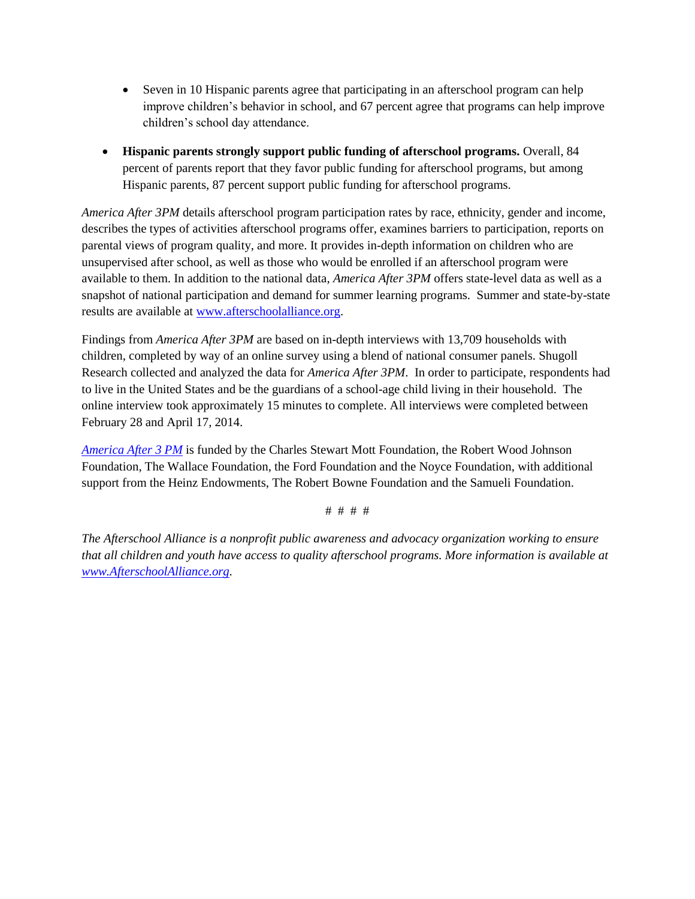- Seven in 10 Hispanic parents agree that participating in an afterschool program can help improve children's behavior in school, and 67 percent agree that programs can help improve children's school day attendance.

- **Hispanic parents strongly support public funding of afterschool programs.** Overall, 84 percent of parents report that they favor public funding for afterschool programs, but among Hispanic parents, 87 percent support public funding for afterschool programs.

*America After 3PM* details afterschool program participation rates by race, ethnicity, gender and income, describes the types of activities afterschool programs offer, examines barriers to participation, reports on parental views of program quality, and more. It provides in-depth information on children who are unsupervised after school, as well as those who would be enrolled if an afterschool program were available to them. In addition to the national data, *America After 3PM* offers state-level data as well as a snapshot of national participation and demand for summer learning programs. Summer and state-by-state results are available at [www.afterschoolalliance.org](www.afterschoolalliance.org).

Findings from *America After 3PM* are based on in-depth interviews with 13,709 households with children, completed by way of an online survey using a blend of national consumer panels. Shugoll Research collected and analyzed the data for *America After 3PM*. In order to participate, respondents had to live in the United States and be the guardians of a school-age child living in their household. The online interview took approximately 15 minutes to complete. All interviews were completed between February 28 and April 17, 2014.

*America After 3 PM* is funded by the Charles Stewart Mott Foundation, the Robert Wood Johnson Foundation, The Wallace Foundation, the Ford Foundation and the Noyce Foundation, with additional support from the Heinz Endowments, The Robert Bowne Foundation and the Samueli Foundation.

# # # #

*The Afterschool Alliance is a nonprofit public awareness and advocacy organization working to ensure that all children and youth have access to quality afterschool programs. More information is available at [www.AfterschoolAlliance.org](www.AfterschoolAlliance.org).*